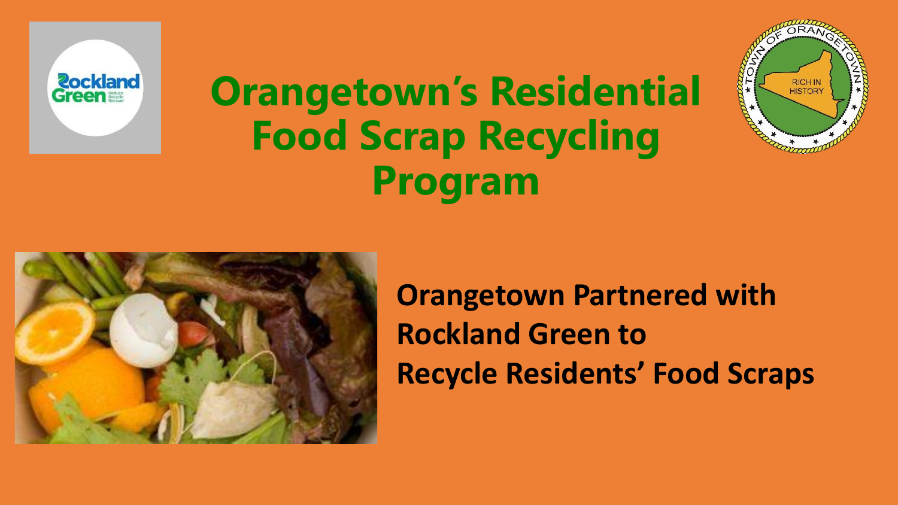# Orangetown's Residential Food Scrap Recycling Program

**Orangetown Partnered with Rockland Green to Recycle Residents' Food Scraps**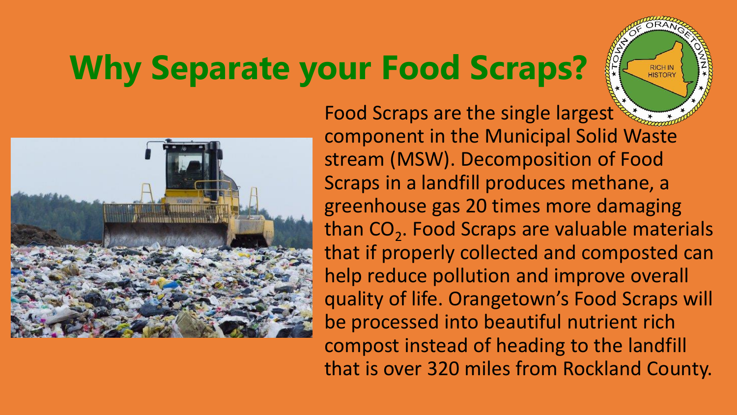# Why Separate your Food Scraps?

Food Scraps are the single largest component in the Municipal Solid Waste stream (MSW). Decomposition of Food Scraps in a landfill produces methane, a greenhouse gas 20 times more damaging than $CO_2$. Food Scraps are valuable materials that if properly collected and composted can help reduce pollution and improve overall quality of life. Orangetown's Food Scraps will be processed into beautiful nutrient rich compost instead of heading to the landfill that is over 320 miles from Rockland County.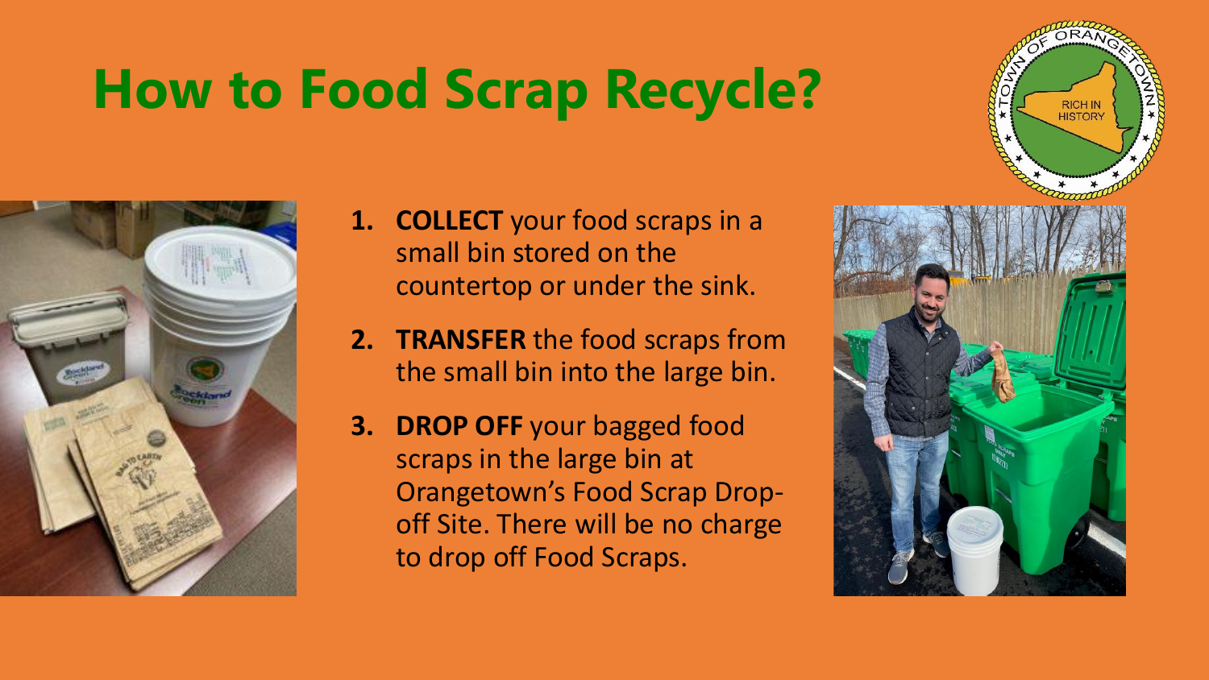# How to Food Scrap Recycle?

1. **COLLECT** your food scraps in a small bin stored on the countertop or under the sink.
2. **TRANSFER** the food scraps from the small bin into the large bin.
3. **DROP OFF** your bagged food scraps in the large bin at Orangetown's Food Scrap Drop-off Site. There will be no charge to drop off Food Scraps.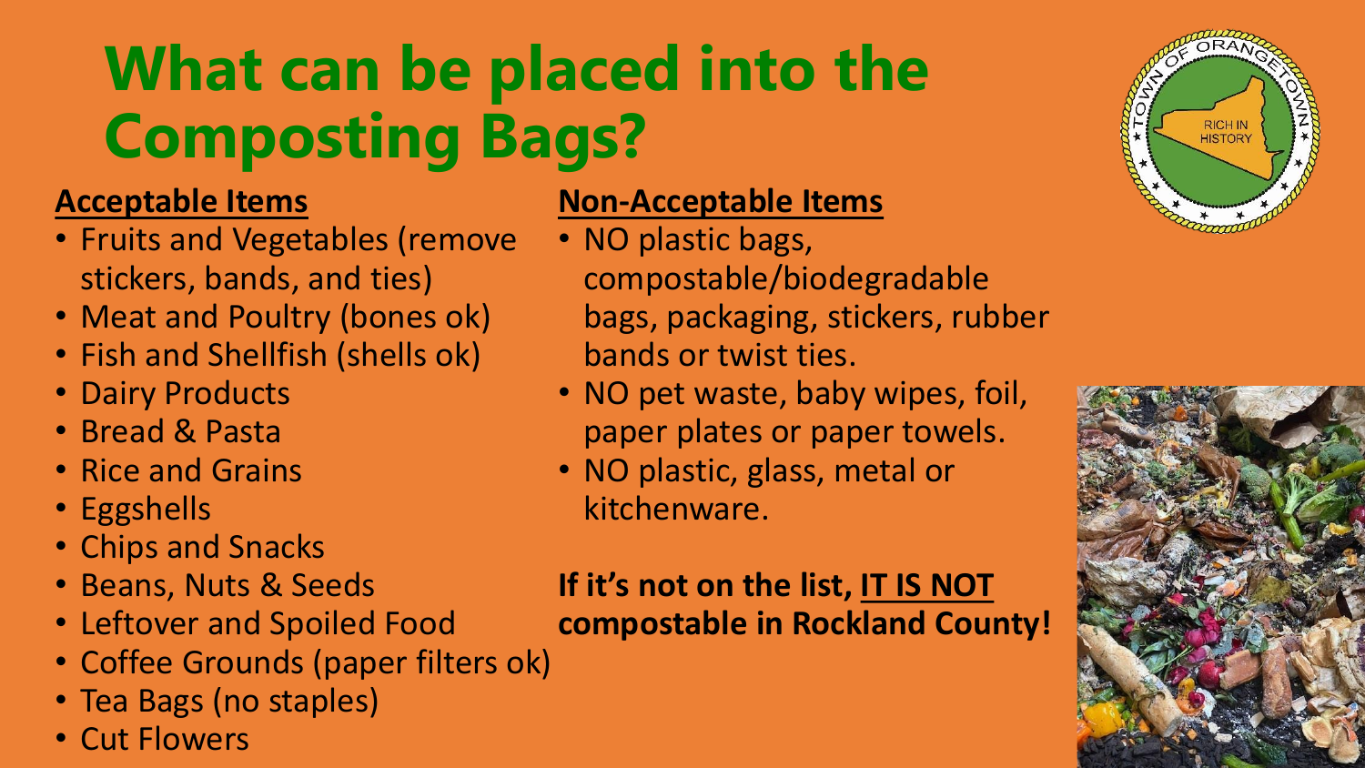# What can be placed into the Composting Bags?

**Acceptable Items**

- Fruits and Vegetables (remove stickers, bands, and ties)
- Meat and Poultry (bones ok)
- Fish and Shellfish (shells ok)
- Dairy Products
- Bread & Pasta
- Rice and Grains
- Eggshells
- Chips and Snacks
- Beans, Nuts & Seeds
- Leftover and Spoiled Food
- Coffee Grounds (paper filters ok)
- Tea Bags (no staples)
- Cut Flowers

**Non-Acceptable Items**

- NO plastic bags, compostable/biodegradable bags, packaging, stickers, rubber bands or twist ties.
- NO pet waste, baby wipes, foil, paper plates or paper towels.
- NO plastic, glass, metal or kitchenware.

**If it's not on the list, IT IS NOT compostable in Rockland County!**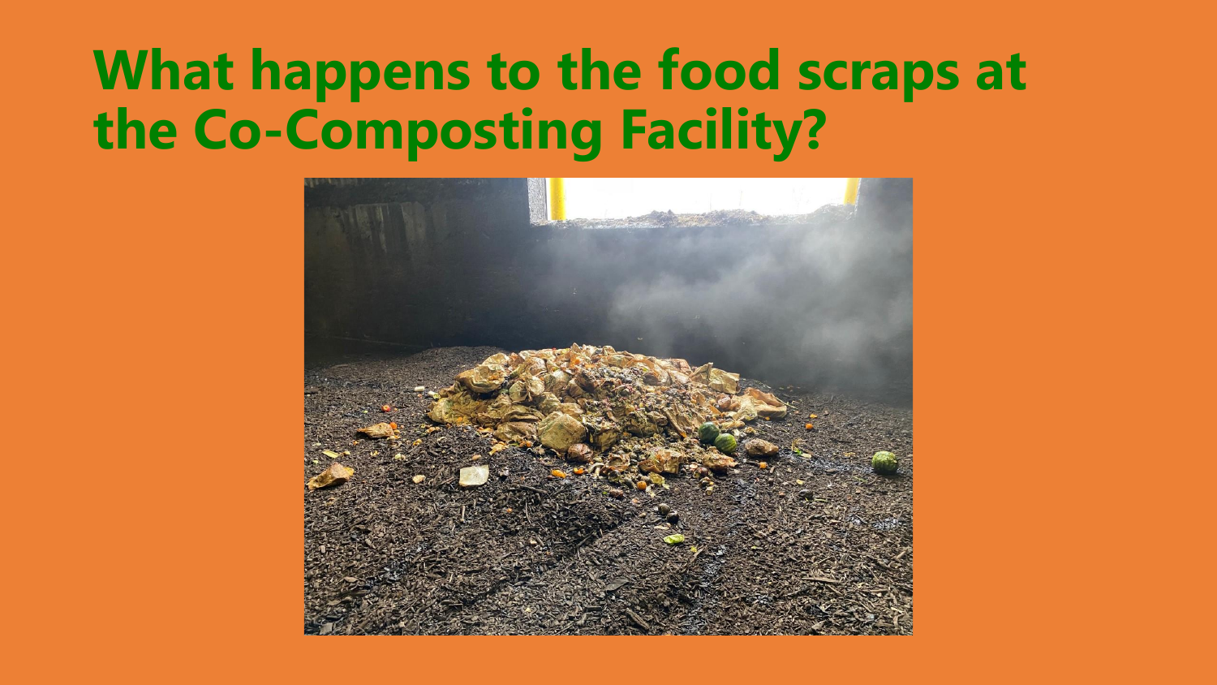# What happens to the food scraps at the Co-Composting Facility?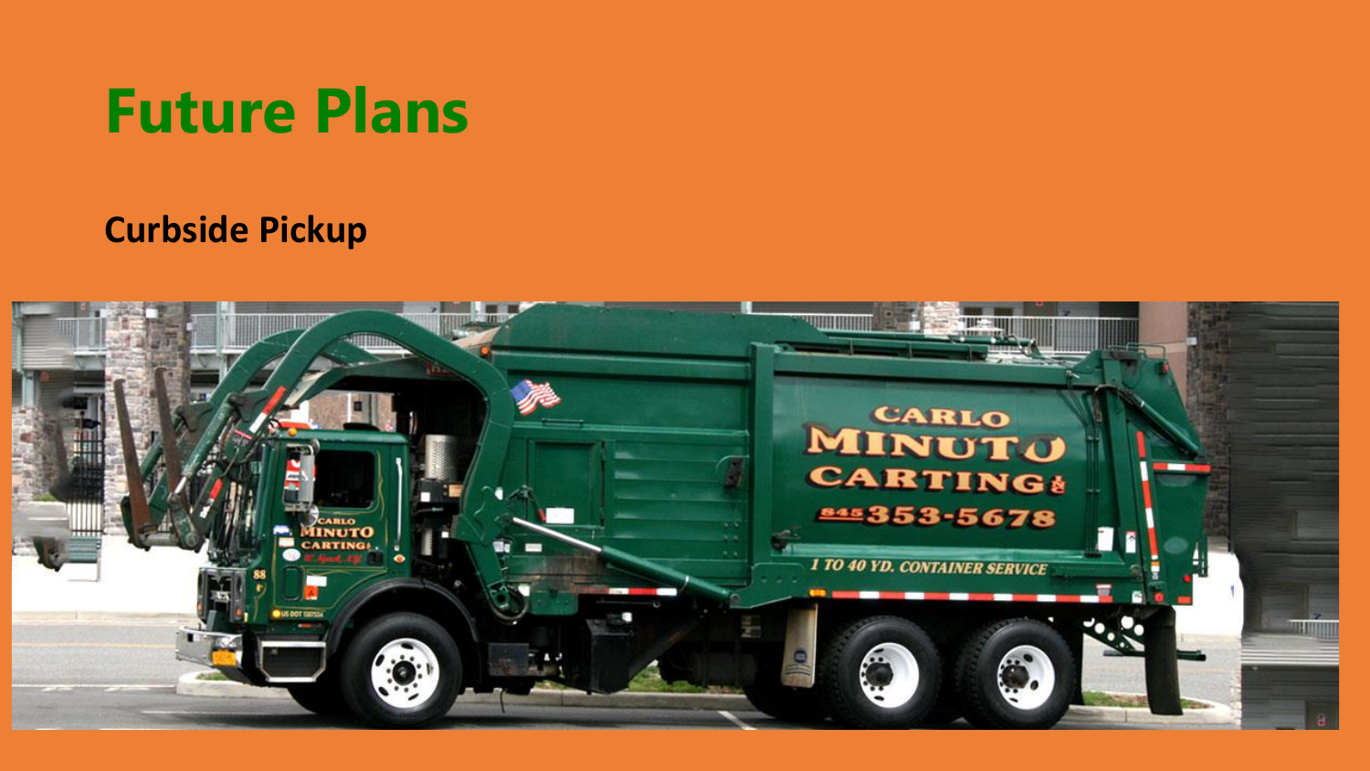# Future Plans

**Curbside Pickup**